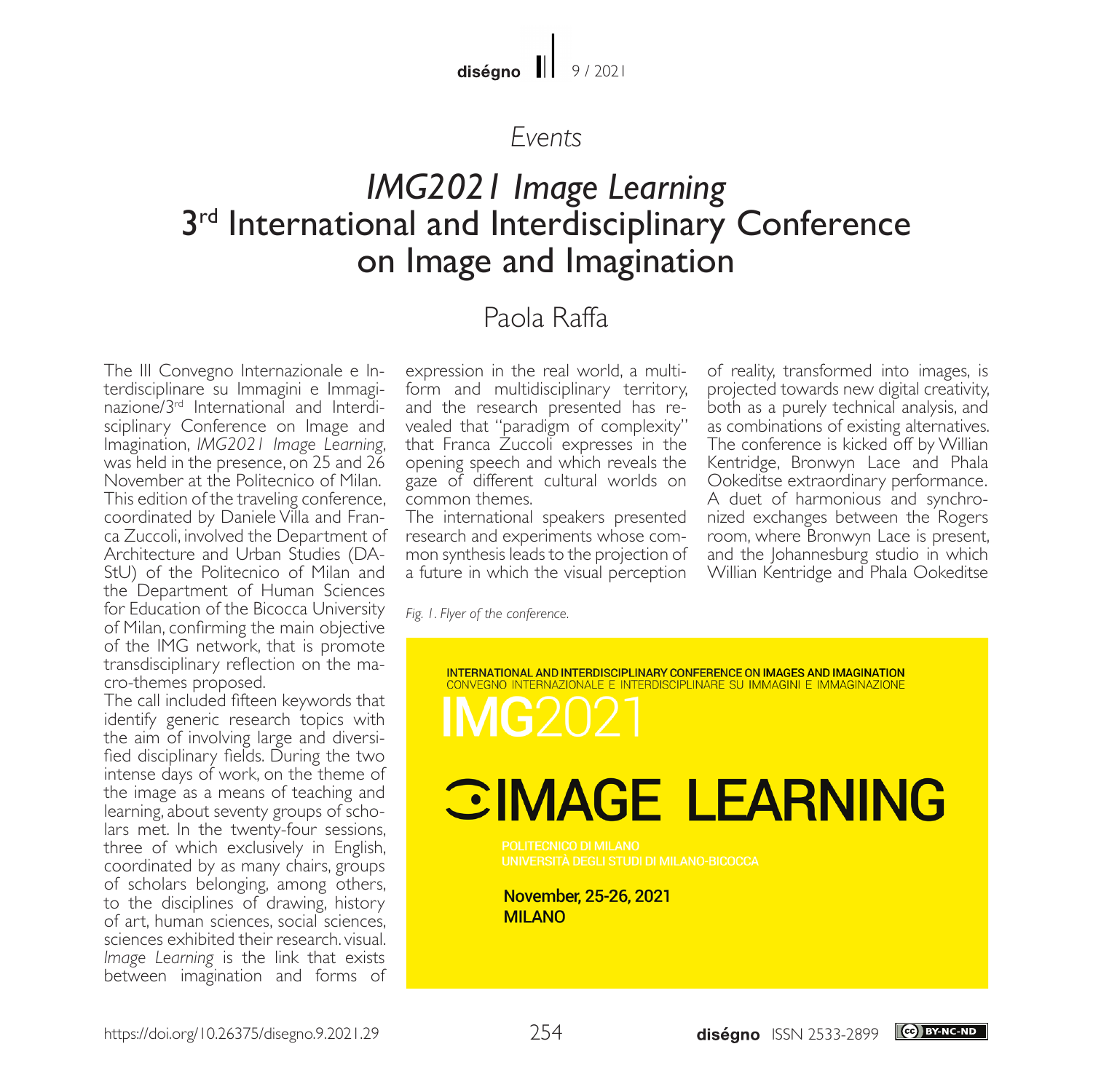*Events*

# *IMG2021 Image Learning*
# 3rd International and Interdisciplinary Conference on Image and Imagination

## Paola Raffa

The III Convegno Internazionale e Interdisciplinare su Immagini e Immaginazione/3rd International and Interdisciplinary Conference on Image and Imagination, *IMG2021 Image Learning*, was held in the presence, on 25 and 26 November at the Politecnico of Milan. This edition of the traveling conference, coordinated by Daniele Villa and Franca Zuccoli, involved the Department of Architecture and Urban Studies (DAStU) of the Politecnico of Milan and the Department of Human Sciences for Education of the Bicocca University of Milan, confirming the main objective of the IMG network, that is promote transdisciplinary reflection on the macro-themes proposed.

The call included fifteen keywords that identify generic research topics with the aim of involving large and diversified disciplinary fields. During the two intense days of work, on the theme of the image as a means of teaching and learning, about seventy groups of scholars met. In the twenty-four sessions, three of which exclusively in English, coordinated by as many chairs, groups of scholars belonging, among others, to the disciplines of drawing, history of art, human sciences, social sciences, sciences exhibited their research. visual. *Image Learning* is the link that exists between imagination and forms of expression in the real world, a multiform and multidisciplinary territory, and the research presented has revealed that "paradigm of complexity" that Franca Zuccoli expresses in the opening speech and which reveals the gaze of different cultural worlds on common themes.

The international speakers presented research and experiments whose common synthesis leads to the projection of a future in which the visual perception of reality, transformed into images, is projected towards new digital creativity, both as a purely technical analysis, and as combinations of existing alternatives. The conference is kicked off by Willian Kentridge, Bronwyn Lace and Phala Ookeditse extraordinary performance. A duet of harmonious and synchronized exchanges between the Rogers room, where Bronwyn Lace is present, and the Johannesburg studio in which Willian Kentridge and Phala Ookeditse

*Fig. 1. Flyer of the conference.*

INTERNATIONAL AND INTERDISCIPLINARY CONFERENCE ON IMAGES AND IMAGINATION
CONVEGNO INTERNAZIONALE E INTERDISCIPLINARE SU IMMAGINI E IMMAGINAZIONE

IMG2021

IMAGE LEARNING

POLITECNICO DI MILANO
UNIVERSITÀ DEGLI STUDI DI MILANO-BICOCCA

November, 25-26, 2021
MILANO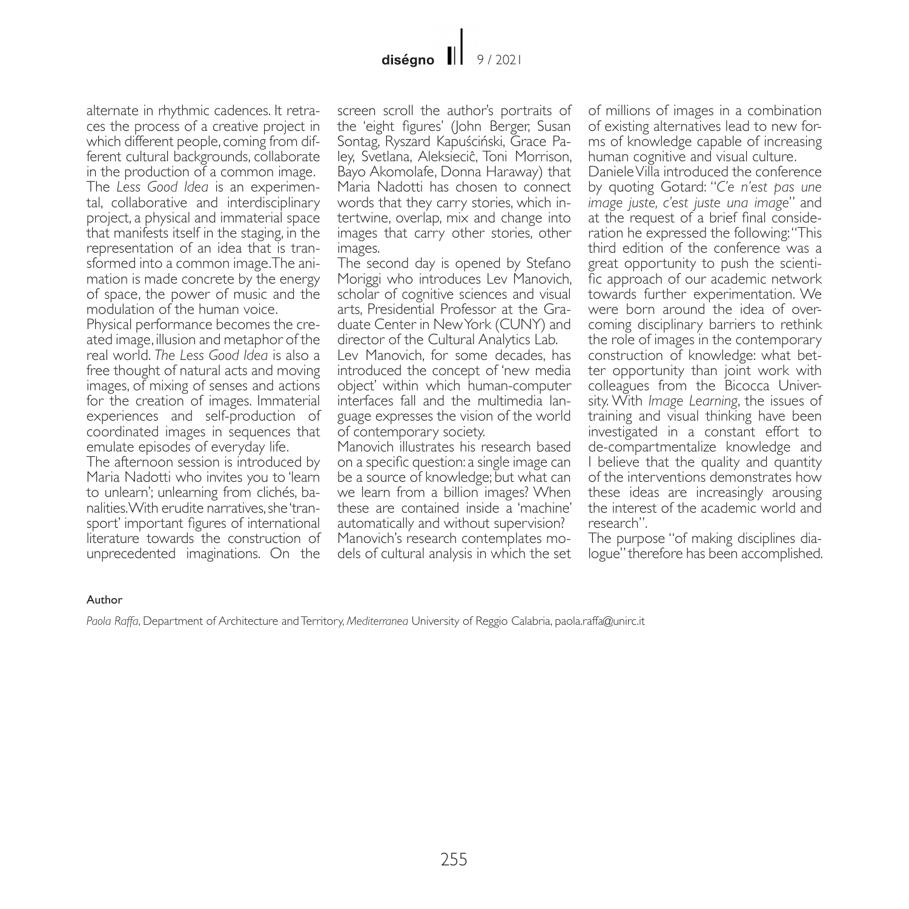alternate in rhythmic cadences. It retraces the process of a creative project in which different people, coming from different cultural backgrounds, collaborate in the production of a common image.

The *Less Good Idea* is an experimental, collaborative and interdisciplinary project, a physical and immaterial space that manifests itself in the staging, in the representation of an idea that is transformed into a common image. The animation is made concrete by the energy of space, the power of music and the modulation of the human voice.

Physical performance becomes the created image, illusion and metaphor of the real world. *The Less Good Idea* is also a free thought of natural acts and moving images, of mixing of senses and actions for the creation of images. Immaterial experiences and self-production of coordinated images in sequences that emulate episodes of everyday life.

The afternoon session is introduced by Maria Nadotti who invites you to 'learn to unlearn'; unlearning from clichés, banalities. With erudite narratives, she 'transport' important figures of international literature towards the construction of unprecedented imaginations. On the screen scroll the author's portraits of the 'eight figures' (John Berger, Susan Sontag, Ryszard Kapuściński, Grace Paley, Svetlana, Aleksieciĉ, Toni Morrison, Bayo Akomolafe, Donna Haraway) that Maria Nadotti has chosen to connect words that they carry stories, which intertwine, overlap, mix and change into images that carry other stories, other images.

The second day is opened by Stefano Moriggi who introduces Lev Manovich, scholar of cognitive sciences and visual arts, Presidential Professor at the Graduate Center in New York (CUNY) and director of the Cultural Analytics Lab.

Lev Manovich, for some decades, has introduced the concept of 'new media object' within which human-computer interfaces fall and the multimedia language expresses the vision of the world of contemporary society.

Manovich illustrates his research based on a specific question: a single image can be a source of knowledge; but what can we learn from a billion images? When these are contained inside a 'machine' automatically and without supervision?

Manovich's research contemplates models of cultural analysis in which the set of millions of images in a combination of existing alternatives lead to new forms of knowledge capable of increasing human cognitive and visual culture.

Daniele Villa introduced the conference by quoting Gotard: "*C'e n'est pas une image juste, c'est juste una image*" and at the request of a brief final consideration he expressed the following: "This third edition of the conference was a great opportunity to push the scientific approach of our academic network towards further experimentation. We were born around the idea of overcoming disciplinary barriers to rethink the role of images in the contemporary construction of knowledge: what better opportunity than joint work with colleagues from the Bicocca University. With *Image Learning*, the issues of training and visual thinking have been investigated in a constant effort to de-compartmentalize knowledge and I believe that the quality and quantity of the interventions demonstrates how these ideas are increasingly arousing the interest of the academic world and research".

The purpose "of making disciplines dialogue" therefore has been accomplished.

**Author**

*Paola Raffa*, Department of Architecture and Territory, *Mediterranea* University of Reggio Calabria, paola.raffa@unirc.it